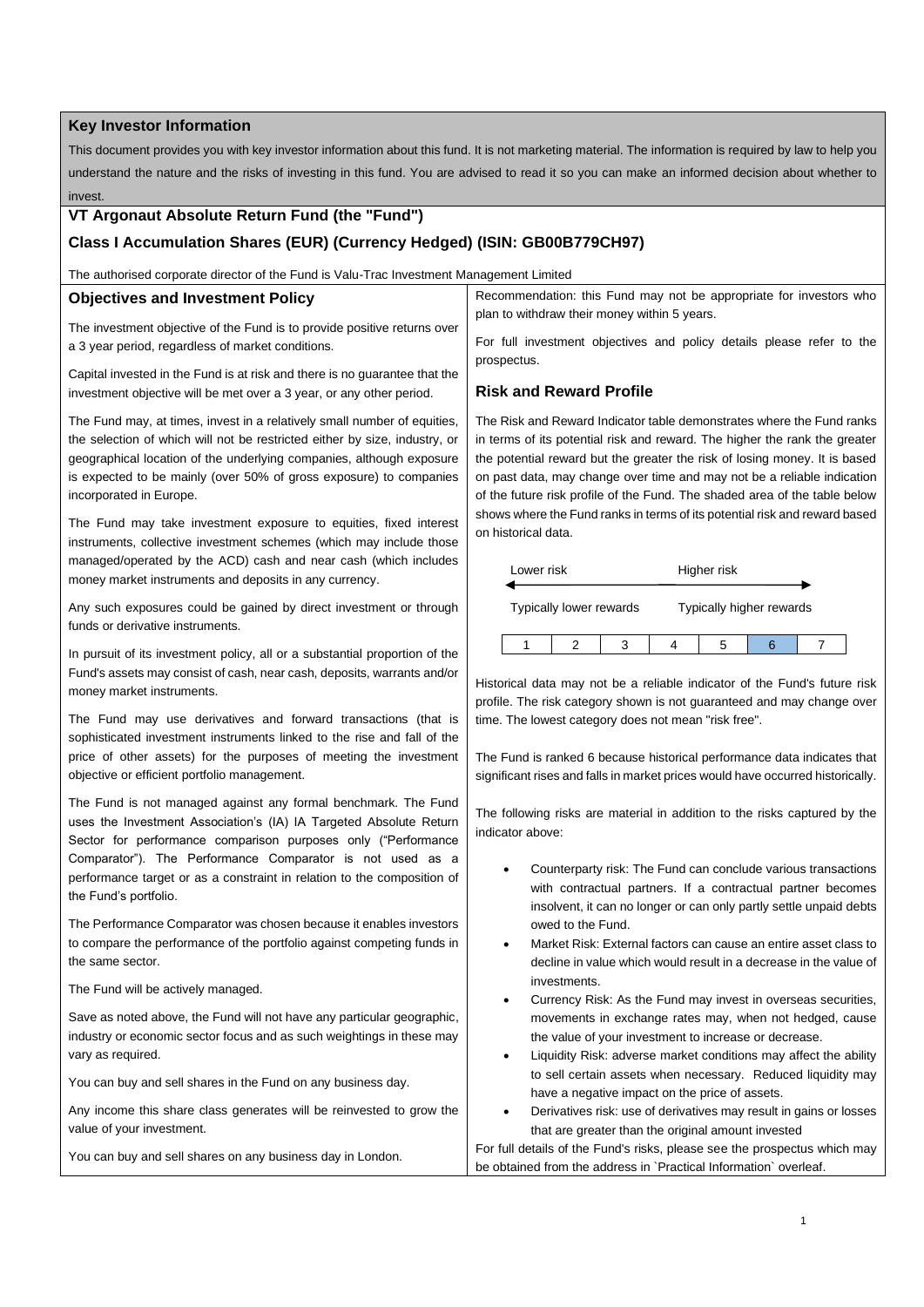## Key Investor Information

This document provides you with key investor information about this fund. It is not marketing material. The information is required by law to help you understand the nature and the risks of investing in this fund. You are advised to read it so you can make an informed decision about whether to invest.

# VT Argonaut Absolute Return Fund (the "Fund")

## Class I Accumulation Shares (EUR) (Currency Hedged) (ISIN: GB00B779CH97)

The authorised corporate director of the Fund is Valu-Trac Investment Management Limited

### Objectives and Investment Policy

The investment objective of the Fund is to provide positive returns over a 3 year period, regardless of market conditions.

Capital invested in the Fund is at risk and there is no guarantee that the investment objective will be met over a 3 year, or any other period.

The Fund may, at times, invest in a relatively small number of equities, the selection of which will not be restricted either by size, industry, or geographical location of the underlying companies, although exposure is expected to be mainly (over 50% of gross exposure) to companies incorporated in Europe.

The Fund may take investment exposure to equities, fixed interest instruments, collective investment schemes (which may include those managed/operated by the ACD) cash and near cash (which includes money market instruments and deposits in any currency.

Any such exposures could be gained by direct investment or through funds or derivative instruments.

In pursuit of its investment policy, all or a substantial proportion of the Fund's assets may consist of cash, near cash, deposits, warrants and/or money market instruments.

The Fund may use derivatives and forward transactions (that is sophisticated investment instruments linked to the rise and fall of the price of other assets) for the purposes of meeting the investment objective or efficient portfolio management.

The Fund is not managed against any formal benchmark. The Fund uses the Investment Association's (IA) IA Targeted Absolute Return Sector for performance comparison purposes only ("Performance Comparator"). The Performance Comparator is not used as a performance target or as a constraint in relation to the composition of the Fund's portfolio.

The Performance Comparator was chosen because it enables investors to compare the performance of the portfolio against competing funds in the same sector.

The Fund will be actively managed.

Save as noted above, the Fund will not have any particular geographic, industry or economic sector focus and as such weightings in these may vary as required.

You can buy and sell shares in the Fund on any business day.

Any income this share class generates will be reinvested to grow the value of your investment.

You can buy and sell shares on any business day in London.

Recommendation: this Fund may not be appropriate for investors who plan to withdraw their money within 5 years.

For full investment objectives and policy details please refer to the prospectus.

### Risk and Reward Profile

The Risk and Reward Indicator table demonstrates where the Fund ranks in terms of its potential risk and reward. The higher the rank the greater the potential reward but the greater the risk of losing money. It is based on past data, may change over time and may not be a reliable indication of the future risk profile of the Fund. The shaded area of the table below shows where the Fund ranks in terms of its potential risk and reward based on historical data.

Lower risk ← → Higher risk

Typically lower rewards — Typically higher rewards

| 1 | 2 | 3 | 4 | 5 | **6** | 7 |
|---|---|---|---|---|---|---|

Historical data may not be a reliable indicator of the Fund's future risk profile. The risk category shown is not guaranteed and may change over time. The lowest category does not mean "risk free".

The Fund is ranked 6 because historical performance data indicates that significant rises and falls in market prices would have occurred historically.

The following risks are material in addition to the risks captured by the indicator above:

- Counterparty risk: The Fund can conclude various transactions with contractual partners. If a contractual partner becomes insolvent, it can no longer or can only partly settle unpaid debts owed to the Fund.
- Market Risk: External factors can cause an entire asset class to decline in value which would result in a decrease in the value of investments.
- Currency Risk: As the Fund may invest in overseas securities, movements in exchange rates may, when not hedged, cause the value of your investment to increase or decrease.
- Liquidity Risk: adverse market conditions may affect the ability to sell certain assets when necessary. Reduced liquidity may have a negative impact on the price of assets.
- Derivatives risk: use of derivatives may result in gains or losses that are greater than the original amount invested

For full details of the Fund's risks, please see the prospectus which may be obtained from the address in `Practical Information` overleaf.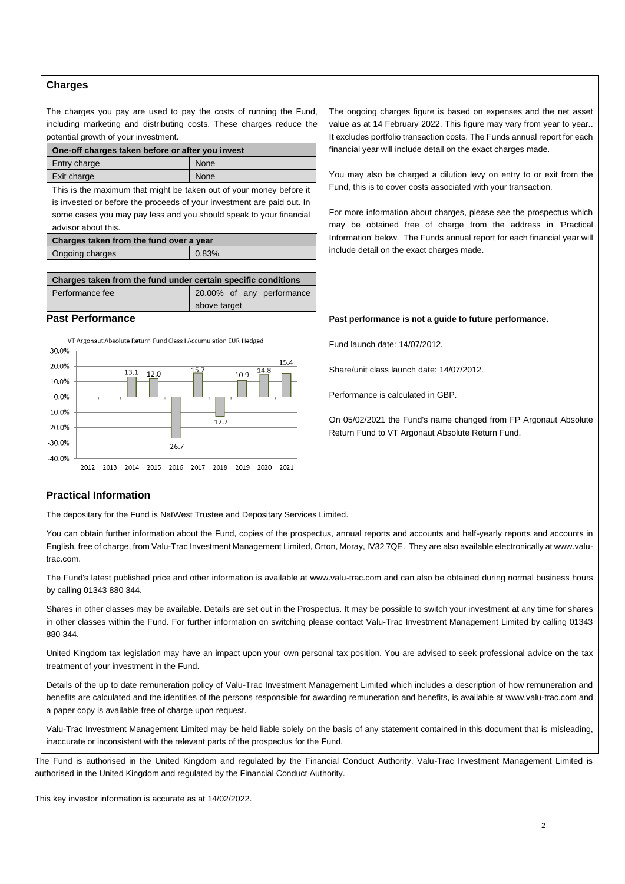## Charges

The charges you pay are used to pay the costs of running the Fund, including marketing and distributing costs. These charges reduce the potential growth of your investment.

| One-off charges taken before or after you invest | |
|---|---|
| Entry charge | None |
| Exit charge | None |

This is the maximum that might be taken out of your money before it is invested or before the proceeds of your investment are paid out. In some cases you may pay less and you should speak to your financial advisor about this.

| Charges taken from the fund over a year | |
|---|---|
| Ongoing charges | 0.83% |

| Charges taken from the fund under certain specific conditions | |
|---|---|
| Performance fee | 20.00% of any performance above target |

The ongoing charges figure is based on expenses and the net asset value as at 14 February 2022. This figure may vary from year to year.. It excludes portfolio transaction costs. The Funds annual report for each financial year will include detail on the exact charges made.

You may also be charged a dilution levy on entry to or exit from the Fund, this is to cover costs associated with your transaction.

For more information about charges, please see the prospectus which may be obtained free of charge from the address in 'Practical Information' below. The Funds annual report for each financial year will include detail on the exact charges made.

## Past Performance

**Past performance is not a guide to future performance.**

VT Argonaut Absolute Return Fund Class I Accumulation EUR Hedged

30.0%
20.0%
10.0%
0.0%
-10.0%
-20.0%
-30.0%
-40.0%

13.1
12.0
-26.7
15.7
-12.7
10.9
14.8
15.4

2012 2013 2014 2015 2016 2017 2018 2019 2020 2021

Fund launch date: 14/07/2012.

Share/unit class launch date: 14/07/2012.

Performance is calculated in GBP.

On 05/02/2021 the Fund's name changed from FP Argonaut Absolute Return Fund to VT Argonaut Absolute Return Fund.

## Practical Information

The depositary for the Fund is NatWest Trustee and Depositary Services Limited.

You can obtain further information about the Fund, copies of the prospectus, annual reports and accounts and half-yearly reports and accounts in English, free of charge, from Valu-Trac Investment Management Limited, Orton, Moray, IV32 7QE. They are also available electronically at www.valu-trac.com.

The Fund's latest published price and other information is available at www.valu-trac.com and can also be obtained during normal business hours by calling 01343 880 344.

Shares in other classes may be available. Details are set out in the Prospectus. It may be possible to switch your investment at any time for shares in other classes within the Fund. For further information on switching please contact Valu-Trac Investment Management Limited by calling 01343 880 344.

United Kingdom tax legislation may have an impact upon your own personal tax position. You are advised to seek professional advice on the tax treatment of your investment in the Fund.

Details of the up to date remuneration policy of Valu-Trac Investment Management Limited which includes a description of how remuneration and benefits are calculated and the identities of the persons responsible for awarding remuneration and benefits, is available at www.valu-trac.com and a paper copy is available free of charge upon request.

Valu-Trac Investment Management Limited may be held liable solely on the basis of any statement contained in this document that is misleading, inaccurate or inconsistent with the relevant parts of the prospectus for the Fund.

The Fund is authorised in the United Kingdom and regulated by the Financial Conduct Authority. Valu-Trac Investment Management Limited is authorised in the United Kingdom and regulated by the Financial Conduct Authority.

This key investor information is accurate as at 14/02/2022.